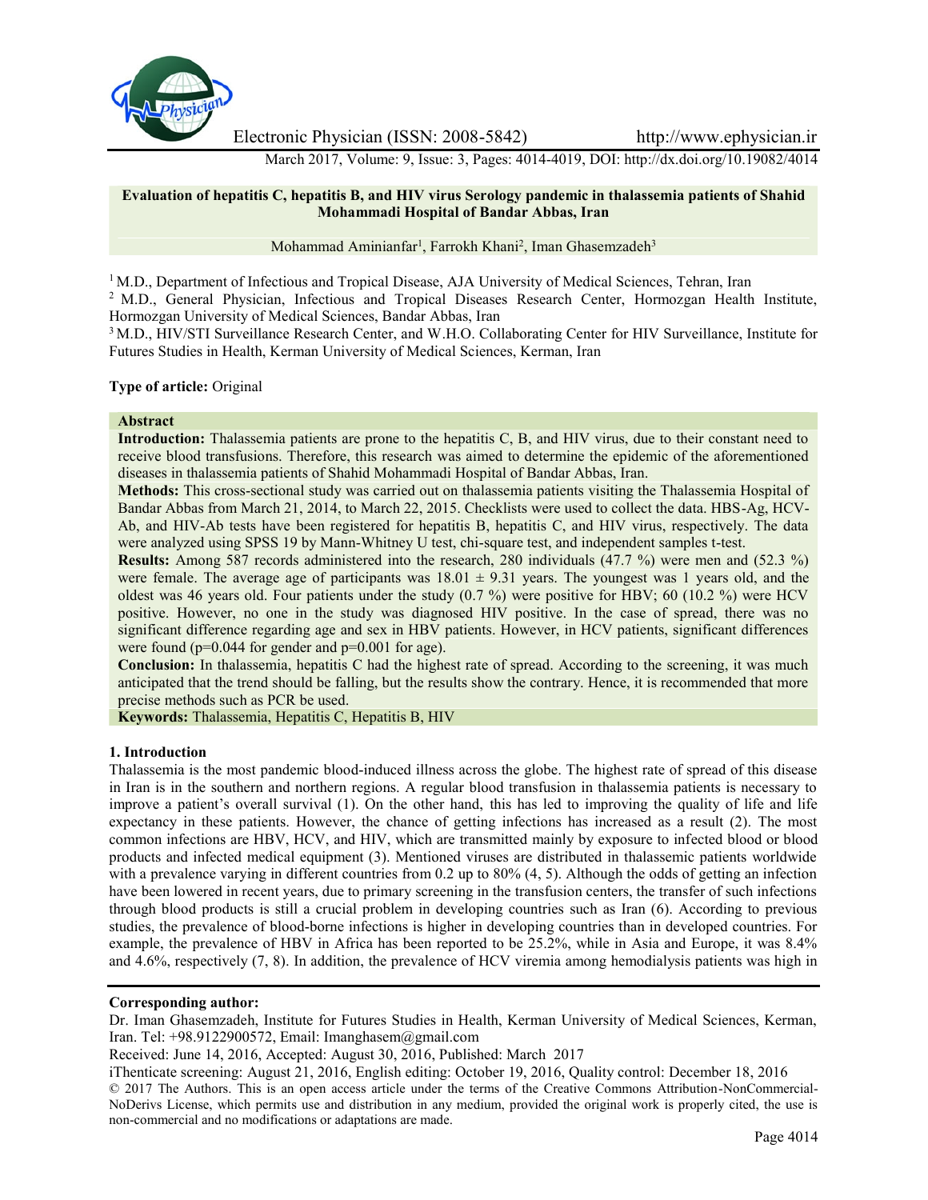# Evaluation of hepatitis C, hepatitis B, and HIV virus Serology pandemic in thalassemia patients of Shahid Mohammadi Hospital of Bandar Abbas, Iran

Mohammad Aminianfar[1], Farrokh Khani[2], Iman Ghasemzadeh[3]

[1] M.D., Department of Infectious and Tropical Disease, AJA University of Medical Sciences, Tehran, Iran
[2] M.D., General Physician, Infectious and Tropical Diseases Research Center, Hormozgan Health Institute, Hormozgan University of Medical Sciences, Bandar Abbas, Iran
[3] M.D., HIV/STI Surveillance Research Center, and W.H.O. Collaborating Center for HIV Surveillance, Institute for Futures Studies in Health, Kerman University of Medical Sciences, Kerman, Iran

**Type of article:** Original

**Abstract**

**Introduction:** Thalassemia patients are prone to the hepatitis C, B, and HIV virus, due to their constant need to receive blood transfusions. Therefore, this research was aimed to determine the epidemic of the aforementioned diseases in thalassemia patients of Shahid Mohammadi Hospital of Bandar Abbas, Iran.

**Methods:** This cross-sectional study was carried out on thalassemia patients visiting the Thalassemia Hospital of Bandar Abbas from March 21, 2014, to March 22, 2015. Checklists were used to collect the data. HBS-Ag, HCV-Ab, and HIV-Ab tests have been registered for hepatitis B, hepatitis C, and HIV virus, respectively. The data were analyzed using SPSS 19 by Mann-Whitney U test, chi-square test, and independent samples t-test.

**Results:** Among 587 records administered into the research, 280 individuals (47.7 %) were men and (52.3 %) were female. The average age of participants was $18.01 \pm 9.31$ years. The youngest was 1 years old, and the oldest was 46 years old. Four patients under the study (0.7 %) were positive for HBV; 60 (10.2 %) were HCV positive. However, no one in the study was diagnosed HIV positive. In the case of spread, there was no significant difference regarding age and sex in HBV patients. However, in HCV patients, significant differences were found ($p=0.044$ for gender and $p=0.001$ for age).

**Conclusion:** In thalassemia, hepatitis C had the highest rate of spread. According to the screening, it was much anticipated that the trend should be falling, but the results show the contrary. Hence, it is recommended that more precise methods such as PCR be used.

**Keywords:** Thalassemia, Hepatitis C, Hepatitis B, HIV

## 1. Introduction

Thalassemia is the most pandemic blood-induced illness across the globe. The highest rate of spread of this disease in Iran is in the southern and northern regions. A regular blood transfusion in thalassemia patients is necessary to improve a patient's overall survival (1). On the other hand, this has led to improving the quality of life and life expectancy in these patients. However, the chance of getting infections has increased as a result (2). The most common infections are HBV, HCV, and HIV, which are transmitted mainly by exposure to infected blood or blood products and infected medical equipment (3). Mentioned viruses are distributed in thalassemic patients worldwide with a prevalence varying in different countries from 0.2 up to 80% (4, 5). Although the odds of getting an infection have been lowered in recent years, due to primary screening in the transfusion centers, the transfer of such infections through blood products is still a crucial problem in developing countries such as Iran (6). According to previous studies, the prevalence of blood-borne infections is higher in developing countries than in developed countries. For example, the prevalence of HBV in Africa has been reported to be 25.2%, while in Asia and Europe, it was 8.4% and 4.6%, respectively (7, 8). In addition, the prevalence of HCV viremia among hemodialysis patients was high in

**Corresponding author:**

Dr. Iman Ghasemzadeh, Institute for Futures Studies in Health, Kerman University of Medical Sciences, Kerman, Iran. Tel: +98.9122900572, Email: Imanghasem@gmail.com

Received: June 14, 2016, Accepted: August 30, 2016, Published: March 2017

iThenticate screening: August 21, 2016, English editing: October 19, 2016, Quality control: December 18, 2016

© 2017 The Authors. This is an open access article under the terms of the Creative Commons Attribution-NonCommercial-NoDerivs License, which permits use and distribution in any medium, provided the original work is properly cited, the use is non-commercial and no modifications or adaptations are made.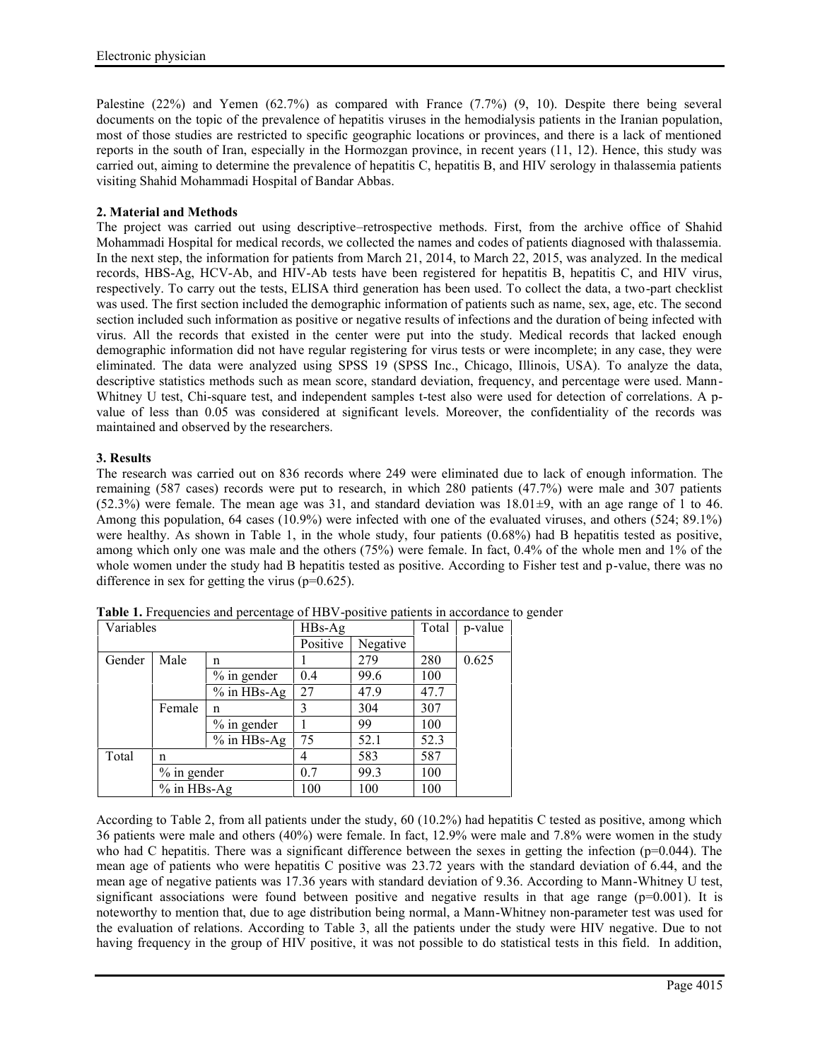Palestine (22%) and Yemen (62.7%) as compared with France (7.7%) (9, 10). Despite there being several documents on the topic of the prevalence of hepatitis viruses in the hemodialysis patients in the Iranian population, most of those studies are restricted to specific geographic locations or provinces, and there is a lack of mentioned reports in the south of Iran, especially in the Hormozgan province, in recent years (11, 12). Hence, this study was carried out, aiming to determine the prevalence of hepatitis C, hepatitis B, and HIV serology in thalassemia patients visiting Shahid Mohammadi Hospital of Bandar Abbas.

## 2. Material and Methods

The project was carried out using descriptive–retrospective methods. First, from the archive office of Shahid Mohammadi Hospital for medical records, we collected the names and codes of patients diagnosed with thalassemia. In the next step, the information for patients from March 21, 2014, to March 22, 2015, was analyzed. In the medical records, HBS-Ag, HCV-Ab, and HIV-Ab tests have been registered for hepatitis B, hepatitis C, and HIV virus, respectively. To carry out the tests, ELISA third generation has been used. To collect the data, a two-part checklist was used. The first section included the demographic information of patients such as name, sex, age, etc. The second section included such information as positive or negative results of infections and the duration of being infected with virus. All the records that existed in the center were put into the study. Medical records that lacked enough demographic information did not have regular registering for virus tests or were incomplete; in any case, they were eliminated. The data were analyzed using SPSS 19 (SPSS Inc., Chicago, Illinois, USA). To analyze the data, descriptive statistics methods such as mean score, standard deviation, frequency, and percentage were used. Mann-Whitney U test, Chi-square test, and independent samples t-test also were used for detection of correlations. A p-value of less than 0.05 was considered at significant levels. Moreover, the confidentiality of the records was maintained and observed by the researchers.

## 3. Results

The research was carried out on 836 records where 249 were eliminated due to lack of enough information. The remaining (587 cases) records were put to research, in which 280 patients (47.7%) were male and 307 patients (52.3%) were female. The mean age was 31, and standard deviation was 18.01±9, with an age range of 1 to 46. Among this population, 64 cases (10.9%) were infected with one of the evaluated viruses, and others (524; 89.1%) were healthy. As shown in Table 1, in the whole study, four patients (0.68%) had B hepatitis tested as positive, among which only one was male and the others (75%) were female. In fact, 0.4% of the whole men and 1% of the whole women under the study had B hepatitis tested as positive. According to Fisher test and p-value, there was no difference in sex for getting the virus (p=0.625).

**Table 1.** Frequencies and percentage of HBV-positive patients in accordance to gender

| Variables | | | HBs-Ag | | Total | p-value |
|---|---|---|---|---|---|---|
| | | | Positive | Negative | | |
| Gender | Male | n | 1 | 279 | 280 | 0.625 |
| | | % in gender | 0.4 | 99.6 | 100 | |
| | | % in HBs-Ag | 27 | 47.9 | 47.7 | |
| | Female | n | 3 | 304 | 307 | |
| | | % in gender | 1 | 99 | 100 | |
| | | % in HBs-Ag | 75 | 52.1 | 52.3 | |
| Total | n | | 4 | 583 | 587 | |
| | % in gender | | 0.7 | 99.3 | 100 | |
| | % in HBs-Ag | | 100 | 100 | 100 | |

According to Table 2, from all patients under the study, 60 (10.2%) had hepatitis C tested as positive, among which 36 patients were male and others (40%) were female. In fact, 12.9% were male and 7.8% were women in the study who had C hepatitis. There was a significant difference between the sexes in getting the infection (p=0.044). The mean age of patients who were hepatitis C positive was 23.72 years with the standard deviation of 6.44, and the mean age of negative patients was 17.36 years with standard deviation of 9.36. According to Mann-Whitney U test, significant associations were found between positive and negative results in that age range (p=0.001). It is noteworthy to mention that, due to age distribution being normal, a Mann-Whitney non-parameter test was used for the evaluation of relations. According to Table 3, all the patients under the study were HIV negative. Due to not having frequency in the group of HIV positive, it was not possible to do statistical tests in this field. In addition,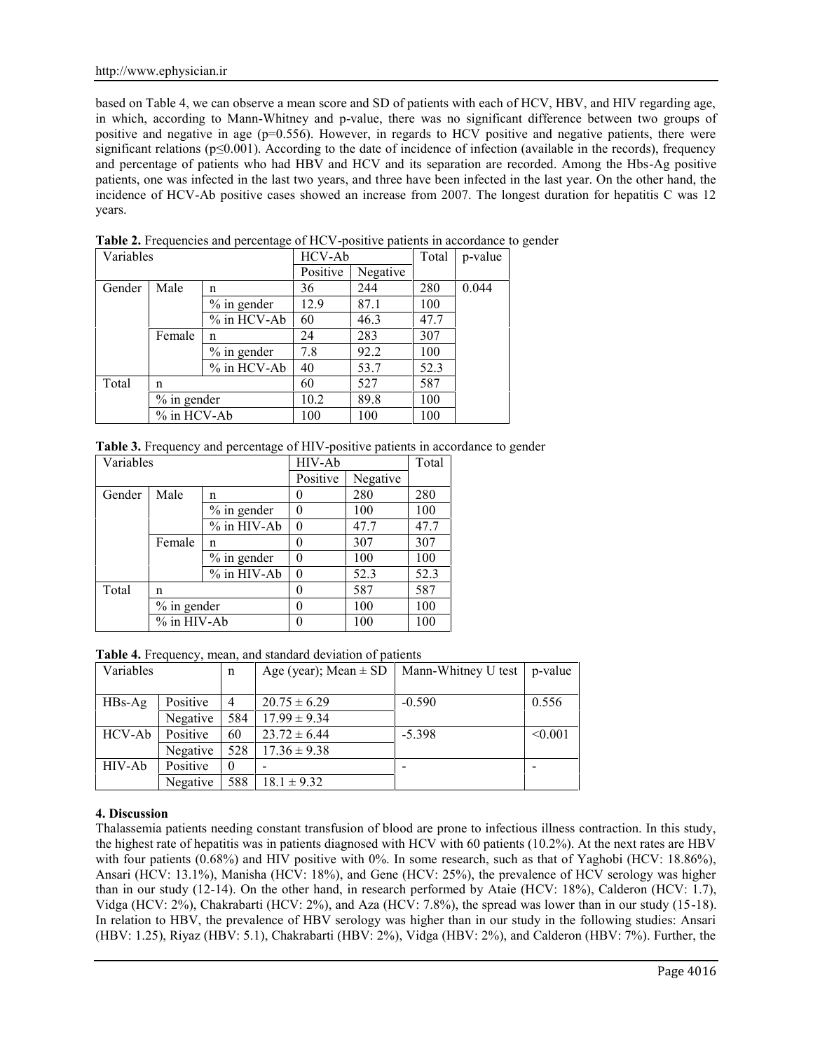based on Table 4, we can observe a mean score and SD of patients with each of HCV, HBV, and HIV regarding age, in which, according to Mann-Whitney and p-value, there was no significant difference between two groups of positive and negative in age (p=0.556). However, in regards to HCV positive and negative patients, there were significant relations (p≤0.001). According to the date of incidence of infection (available in the records), frequency and percentage of patients who had HBV and HCV and its separation are recorded. Among the Hbs-Ag positive patients, one was infected in the last two years, and three have been infected in the last year. On the other hand, the incidence of HCV-Ab positive cases showed an increase from 2007. The longest duration for hepatitis C was 12 years.

**Table 2.** Frequencies and percentage of HCV-positive patients in accordance to gender

| Variables | | | HCV-Ab | | Total | p-value |
|---|---|---|---|---|---|---|
| | | | Positive | Negative | | |
| Gender | Male | n | 36 | 244 | 280 | 0.044 |
| | | % in gender | 12.9 | 87.1 | 100 | |
| | | % in HCV-Ab | 60 | 46.3 | 47.7 | |
| | Female | n | 24 | 283 | 307 | |
| | | % in gender | 7.8 | 92.2 | 100 | |
| | | % in HCV-Ab | 40 | 53.7 | 52.3 | |
| Total | n | | 60 | 527 | 587 | |
| | % in gender | | 10.2 | 89.8 | 100 | |
| | % in HCV-Ab | | 100 | 100 | 100 | |

**Table 3.** Frequency and percentage of HIV-positive patients in accordance to gender

| Variables | | | HIV-Ab | | Total |
|---|---|---|---|---|---|
| | | | Positive | Negative | |
| Gender | Male | n | 0 | 280 | 280 |
| | | % in gender | 0 | 100 | 100 |
| | | % in HIV-Ab | 0 | 47.7 | 47.7 |
| | Female | n | 0 | 307 | 307 |
| | | % in gender | 0 | 100 | 100 |
| | | % in HIV-Ab | 0 | 52.3 | 52.3 |
| Total | n | | 0 | 587 | 587 |
| | % in gender | | 0 | 100 | 100 |
| | % in HIV-Ab | | 0 | 100 | 100 |

**Table 4.** Frequency, mean, and standard deviation of patients

| Variables | | n | Age (year); Mean ± SD | Mann-Whitney U test | p-value |
|---|---|---|---|---|---|
| HBs-Ag | Positive | 4 | 20.75 ± 6.29 | -0.590 | 0.556 |
| | Negative | 584 | 17.99 ± 9.34 | | |
| HCV-Ab | Positive | 60 | 23.72 ± 6.44 | -5.398 | <0.001 |
| | Negative | 528 | 17.36 ± 9.38 | | |
| HIV-Ab | Positive | 0 | - | - | - |
| | Negative | 588 | 18.1 ± 9.32 | | |

## 4. Discussion

Thalassemia patients needing constant transfusion of blood are prone to infectious illness contraction. In this study, the highest rate of hepatitis was in patients diagnosed with HCV with 60 patients (10.2%). At the next rates are HBV with four patients (0.68%) and HIV positive with 0%. In some research, such as that of Yaghobi (HCV: 18.86%), Ansari (HCV: 13.1%), Manisha (HCV: 18%), and Gene (HCV: 25%), the prevalence of HCV serology was higher than in our study (12-14). On the other hand, in research performed by Ataie (HCV: 18%), Calderon (HCV: 1.7), Vidga (HCV: 2%), Chakrabarti (HCV: 2%), and Aza (HCV: 7.8%), the spread was lower than in our study (15-18). In relation to HBV, the prevalence of HBV serology was higher than in our study in the following studies: Ansari (HBV: 1.25), Riyaz (HBV: 5.1), Chakrabarti (HBV: 2%), Vidga (HBV: 2%), and Calderon (HBV: 7%). Further, the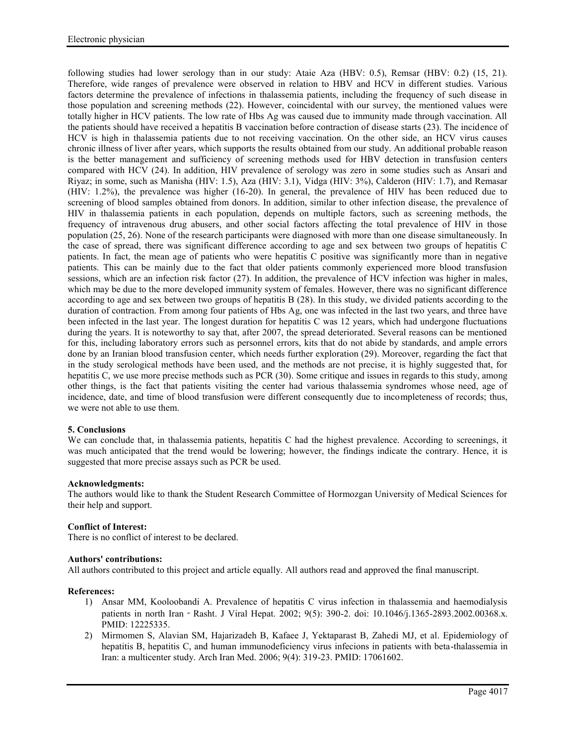following studies had lower serology than in our study: Ataie Aza (HBV: 0.5), Remsar (HBV: 0.2) (15, 21). Therefore, wide ranges of prevalence were observed in relation to HBV and HCV in different studies. Various factors determine the prevalence of infections in thalassemia patients, including the frequency of such disease in those population and screening methods (22). However, coincidental with our survey, the mentioned values were totally higher in HCV patients. The low rate of Hbs Ag was caused due to immunity made through vaccination. All the patients should have received a hepatitis B vaccination before contraction of disease starts (23). The incidence of HCV is high in thalassemia patients due to not receiving vaccination. On the other side, an HCV virus causes chronic illness of liver after years, which supports the results obtained from our study. An additional probable reason is the better management and sufficiency of screening methods used for HBV detection in transfusion centers compared with HCV (24). In addition, HIV prevalence of serology was zero in some studies such as Ansari and Riyaz; in some, such as Manisha (HIV: 1.5), Aza (HIV: 3.1), Vidga (HIV: 3%), Calderon (HIV: 1.7), and Remasar (HIV: 1.2%), the prevalence was higher (16-20). In general, the prevalence of HIV has been reduced due to screening of blood samples obtained from donors. In addition, similar to other infection disease, the prevalence of HIV in thalassemia patients in each population, depends on multiple factors, such as screening methods, the frequency of intravenous drug abusers, and other social factors affecting the total prevalence of HIV in those population (25, 26). None of the research participants were diagnosed with more than one disease simultaneously. In the case of spread, there was significant difference according to age and sex between two groups of hepatitis C patients. In fact, the mean age of patients who were hepatitis C positive was significantly more than in negative patients. This can be mainly due to the fact that older patients commonly experienced more blood transfusion sessions, which are an infection risk factor (27). In addition, the prevalence of HCV infection was higher in males, which may be due to the more developed immunity system of females. However, there was no significant difference according to age and sex between two groups of hepatitis B (28). In this study, we divided patients according to the duration of contraction. From among four patients of Hbs Ag, one was infected in the last two years, and three have been infected in the last year. The longest duration for hepatitis C was 12 years, which had undergone fluctuations during the years. It is noteworthy to say that, after 2007, the spread deteriorated. Several reasons can be mentioned for this, including laboratory errors such as personnel errors, kits that do not abide by standards, and ample errors done by an Iranian blood transfusion center, which needs further exploration (29). Moreover, regarding the fact that in the study serological methods have been used, and the methods are not precise, it is highly suggested that, for hepatitis C, we use more precise methods such as PCR (30). Some critique and issues in regards to this study, among other things, is the fact that patients visiting the center had various thalassemia syndromes whose need, age of incidence, date, and time of blood transfusion were different consequently due to incompleteness of records; thus, we were not able to use them.

## 5. Conclusions

We can conclude that, in thalassemia patients, hepatitis C had the highest prevalence. According to screenings, it was much anticipated that the trend would be lowering; however, the findings indicate the contrary. Hence, it is suggested that more precise assays such as PCR be used.

**Acknowledgments:**
The authors would like to thank the Student Research Committee of Hormozgan University of Medical Sciences for their help and support.

**Conflict of Interest:**
There is no conflict of interest to be declared.

**Authors' contributions:**
All authors contributed to this project and article equally. All authors read and approved the final manuscript.

**References:**

1) Ansar MM, Kooloobandi A. Prevalence of hepatitis C virus infection in thalassemia and haemodialysis patients in north Iran - Rasht. J Viral Hepat. 2002; 9(5): 390-2. doi: 10.1046/j.1365-2893.2002.00368.x. PMID: 12225335.
2) Mirmomen S, Alavian SM, Hajarizadeh B, Kafaee J, Yektaparast B, Zahedi MJ, et al. Epidemiology of hepatitis B, hepatitis C, and human immunodeficiency virus infecions in patients with beta-thalassemia in Iran: a multicenter study. Arch Iran Med. 2006; 9(4): 319-23. PMID: 17061602.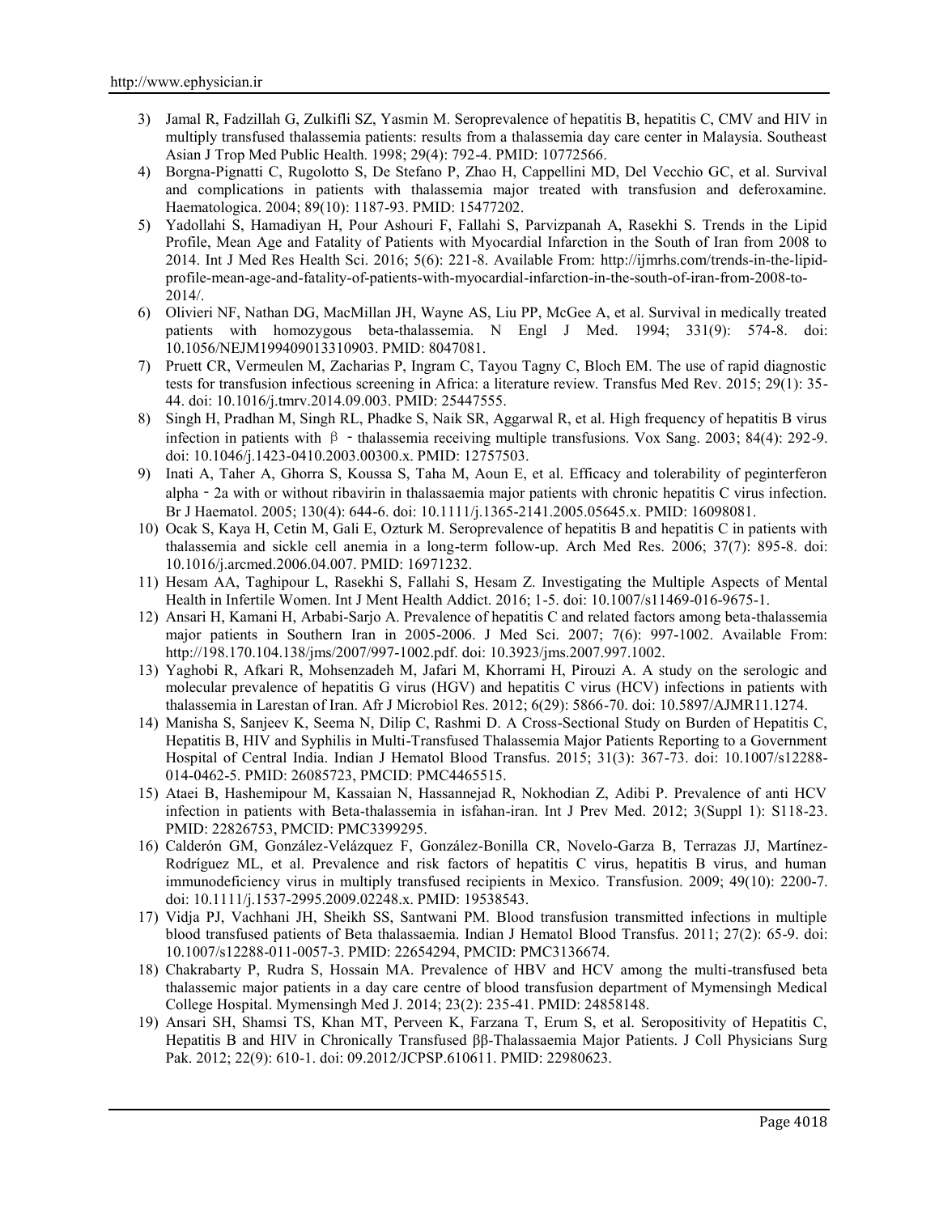3) Jamal R, Fadzillah G, Zulkifli SZ, Yasmin M. Seroprevalence of hepatitis B, hepatitis C, CMV and HIV in multiply transfused thalassemia patients: results from a thalassemia day care center in Malaysia. Southeast Asian J Trop Med Public Health. 1998; 29(4): 792-4. PMID: 10772566.
4) Borgna-Pignatti C, Rugolotto S, De Stefano P, Zhao H, Cappellini MD, Del Vecchio GC, et al. Survival and complications in patients with thalassemia major treated with transfusion and deferoxamine. Haematologica. 2004; 89(10): 1187-93. PMID: 15477202.
5) Yadollahi S, Hamadiyan H, Pour Ashouri F, Fallahi S, Parvizpanah A, Rasekhi S. Trends in the Lipid Profile, Mean Age and Fatality of Patients with Myocardial Infarction in the South of Iran from 2008 to 2014. Int J Med Res Health Sci. 2016; 5(6): 221-8. Available From: http://ijmrhs.com/trends-in-the-lipid-profile-mean-age-and-fatality-of-patients-with-myocardial-infarction-in-the-south-of-iran-from-2008-to-2014/.
6) Olivieri NF, Nathan DG, MacMillan JH, Wayne AS, Liu PP, McGee A, et al. Survival in medically treated patients with homozygous beta-thalassemia. N Engl J Med. 1994; 331(9): 574-8. doi: 10.1056/NEJM199409013310903. PMID: 8047081.
7) Pruett CR, Vermeulen M, Zacharias P, Ingram C, Tayou Tagny C, Bloch EM. The use of rapid diagnostic tests for transfusion infectious screening in Africa: a literature review. Transfus Med Rev. 2015; 29(1): 35-44. doi: 10.1016/j.tmrv.2014.09.003. PMID: 25447555.
8) Singh H, Pradhan M, Singh RL, Phadke S, Naik SR, Aggarwal R, et al. High frequency of hepatitis B virus infection in patients with β - thalassemia receiving multiple transfusions. Vox Sang. 2003; 84(4): 292-9. doi: 10.1046/j.1423-0410.2003.00300.x. PMID: 12757503.
9) Inati A, Taher A, Ghorra S, Koussa S, Taha M, Aoun E, et al. Efficacy and tolerability of peginterferon alpha - 2a with or without ribavirin in thalassaemia major patients with chronic hepatitis C virus infection. Br J Haematol. 2005; 130(4): 644-6. doi: 10.1111/j.1365-2141.2005.05645.x. PMID: 16098081.
10) Ocak S, Kaya H, Cetin M, Gali E, Ozturk M. Seroprevalence of hepatitis B and hepatitis C in patients with thalassemia and sickle cell anemia in a long-term follow-up. Arch Med Res. 2006; 37(7): 895-8. doi: 10.1016/j.arcmed.2006.04.007. PMID: 16971232.
11) Hesam AA, Taghipour L, Rasekhi S, Fallahi S, Hesam Z. Investigating the Multiple Aspects of Mental Health in Infertile Women. Int J Ment Health Addict. 2016; 1-5. doi: 10.1007/s11469-016-9675-1.
12) Ansari H, Kamani H, Arbabi-Sarjo A. Prevalence of hepatitis C and related factors among beta-thalassemia major patients in Southern Iran in 2005-2006. J Med Sci. 2007; 7(6): 997-1002. Available From: http://198.170.104.138/jms/2007/997-1002.pdf. doi: 10.3923/jms.2007.997.1002.
13) Yaghobi R, Afkari R, Mohsenzadeh M, Jafari M, Khorrami H, Pirouzi A. A study on the serologic and molecular prevalence of hepatitis G virus (HGV) and hepatitis C virus (HCV) infections in patients with thalassemia in Larestan of Iran. Afr J Microbiol Res. 2012; 6(29): 5866-70. doi: 10.5897/AJMR11.1274.
14) Manisha S, Sanjeev K, Seema N, Dilip C, Rashmi D. A Cross-Sectional Study on Burden of Hepatitis C, Hepatitis B, HIV and Syphilis in Multi-Transfused Thalassemia Major Patients Reporting to a Government Hospital of Central India. Indian J Hematol Blood Transfus. 2015; 31(3): 367-73. doi: 10.1007/s12288-014-0462-5. PMID: 26085723, PMCID: PMC4465515.
15) Ataei B, Hashemipour M, Kassaian N, Hassannejad R, Nokhodian Z, Adibi P. Prevalence of anti HCV infection in patients with Beta-thalassemia in isfahan-iran. Int J Prev Med. 2012; 3(Suppl 1): S118-23. PMID: 22826753, PMCID: PMC3399295.
16) Calderón GM, González-Velázquez F, González-Bonilla CR, Novelo-Garza B, Terrazas JJ, Martínez-Rodríguez ML, et al. Prevalence and risk factors of hepatitis C virus, hepatitis B virus, and human immunodeficiency virus in multiply transfused recipients in Mexico. Transfusion. 2009; 49(10): 2200-7. doi: 10.1111/j.1537-2995.2009.02248.x. PMID: 19538543.
17) Vidja PJ, Vachhani JH, Sheikh SS, Santwani PM. Blood transfusion transmitted infections in multiple blood transfused patients of Beta thalassaemia. Indian J Hematol Blood Transfus. 2011; 27(2): 65-9. doi: 10.1007/s12288-011-0057-3. PMID: 22654294, PMCID: PMC3136674.
18) Chakrabarty P, Rudra S, Hossain MA. Prevalence of HBV and HCV among the multi-transfused beta thalassemic major patients in a day care centre of blood transfusion department of Mymensingh Medical College Hospital. Mymensingh Med J. 2014; 23(2): 235-41. PMID: 24858148.
19) Ansari SH, Shamsi TS, Khan MT, Perveen K, Farzana T, Erum S, et al. Seropositivity of Hepatitis C, Hepatitis B and HIV in Chronically Transfused ββ-Thalassaemia Major Patients. J Coll Physicians Surg Pak. 2012; 22(9): 610-1. doi: 09.2012/JCPSP.610611. PMID: 22980623.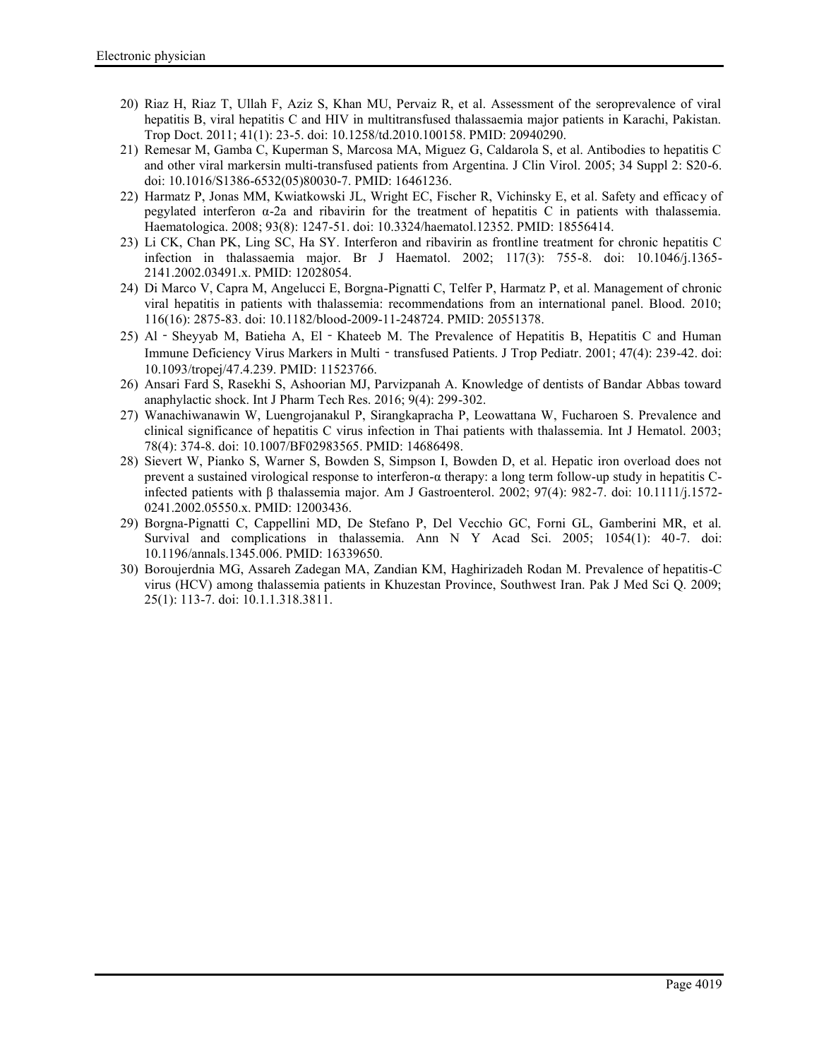20) Riaz H, Riaz T, Ullah F, Aziz S, Khan MU, Pervaiz R, et al. Assessment of the seroprevalence of viral hepatitis B, viral hepatitis C and HIV in multitransfused thalassaemia major patients in Karachi, Pakistan. Trop Doct. 2011; 41(1): 23-5. doi: 10.1258/td.2010.100158. PMID: 20940290.
21) Remesar M, Gamba C, Kuperman S, Marcosa MA, Miguez G, Caldarola S, et al. Antibodies to hepatitis C and other viral markersin multi-transfused patients from Argentina. J Clin Virol. 2005; 34 Suppl 2: S20-6. doi: 10.1016/S1386-6532(05)80030-7. PMID: 16461236.
22) Harmatz P, Jonas MM, Kwiatkowski JL, Wright EC, Fischer R, Vichinsky E, et al. Safety and efficacy of pegylated interferon α-2a and ribavirin for the treatment of hepatitis C in patients with thalassemia. Haematologica. 2008; 93(8): 1247-51. doi: 10.3324/haematol.12352. PMID: 18556414.
23) Li CK, Chan PK, Ling SC, Ha SY. Interferon and ribavirin as frontline treatment for chronic hepatitis C infection in thalassaemia major. Br J Haematol. 2002; 117(3): 755-8. doi: 10.1046/j.1365-2141.2002.03491.x. PMID: 12028054.
24) Di Marco V, Capra M, Angelucci E, Borgna-Pignatti C, Telfer P, Harmatz P, et al. Management of chronic viral hepatitis in patients with thalassemia: recommendations from an international panel. Blood. 2010; 116(16): 2875-83. doi: 10.1182/blood-2009-11-248724. PMID: 20551378.
25) Al‐Sheyyab M, Batieha A, El‐Khateeb M. The Prevalence of Hepatitis B, Hepatitis C and Human Immune Deficiency Virus Markers in Multi‐transfused Patients. J Trop Pediatr. 2001; 47(4): 239-42. doi: 10.1093/tropej/47.4.239. PMID: 11523766.
26) Ansari Fard S, Rasekhi S, Ashoorian MJ, Parvizpanah A. Knowledge of dentists of Bandar Abbas toward anaphylactic shock. Int J Pharm Tech Res. 2016; 9(4): 299-302.
27) Wanachiwanawin W, Luengrojanakul P, Sirangkapracha P, Leowattana W, Fucharoen S. Prevalence and clinical significance of hepatitis C virus infection in Thai patients with thalassemia. Int J Hematol. 2003; 78(4): 374-8. doi: 10.1007/BF02983565. PMID: 14686498.
28) Sievert W, Pianko S, Warner S, Bowden S, Simpson I, Bowden D, et al. Hepatic iron overload does not prevent a sustained virological response to interferon-α therapy: a long term follow-up study in hepatitis C-infected patients with β thalassemia major. Am J Gastroenterol. 2002; 97(4): 982-7. doi: 10.1111/j.1572-0241.2002.05550.x. PMID: 12003436.
29) Borgna-Pignatti C, Cappellini MD, De Stefano P, Del Vecchio GC, Forni GL, Gamberini MR, et al. Survival and complications in thalassemia. Ann N Y Acad Sci. 2005; 1054(1): 40-7. doi: 10.1196/annals.1345.006. PMID: 16339650.
30) Boroujerdnia MG, Assareh Zadegan MA, Zandian KM, Haghirizadeh Rodan M. Prevalence of hepatitis-C virus (HCV) among thalassemia patients in Khuzestan Province, Southwest Iran. Pak J Med Sci Q. 2009; 25(1): 113-7. doi: 10.1.1.318.3811.